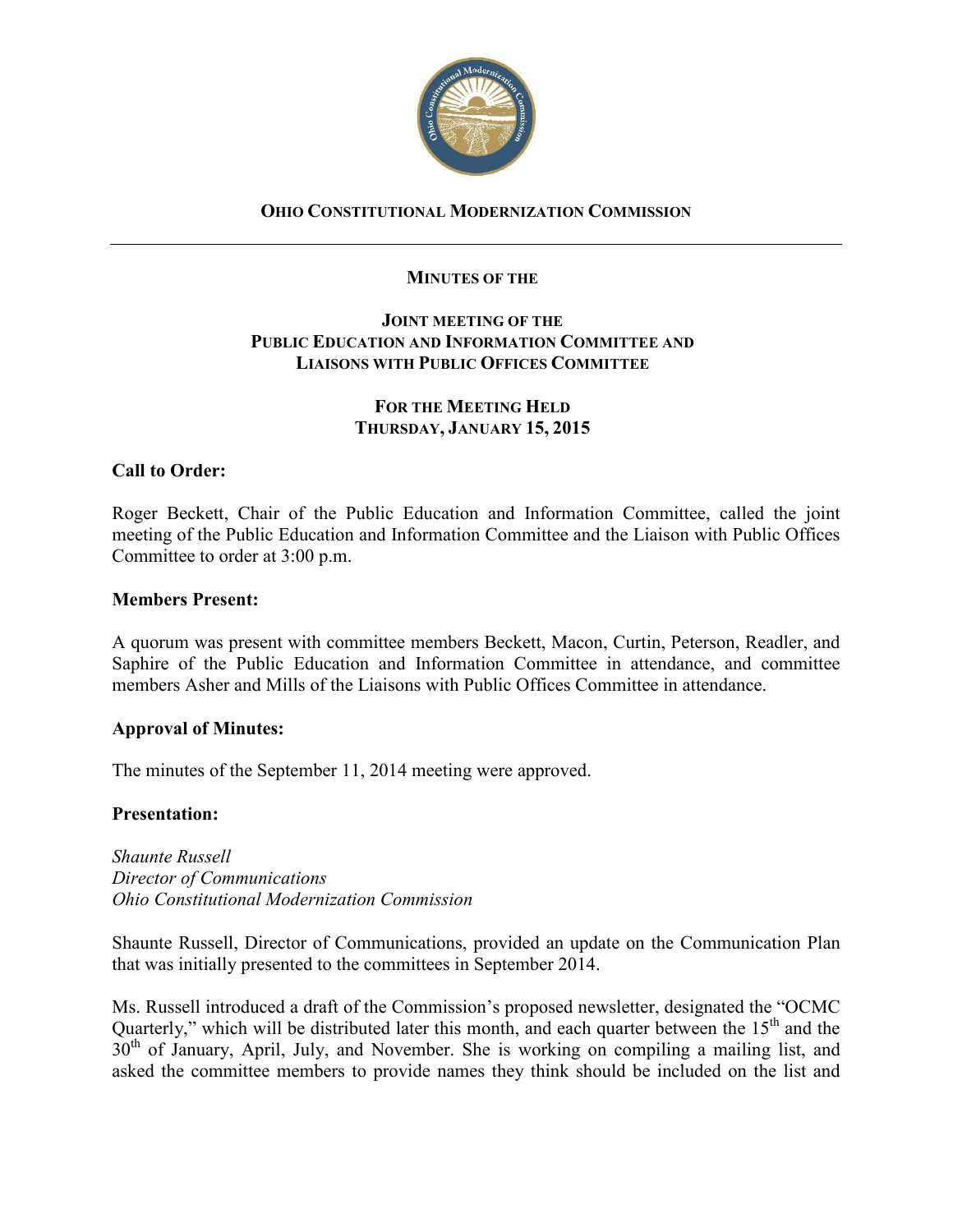**OHIO CONSTITUTIONAL MODERNIZATION COMMISSION**

---

**MINUTES OF THE**

**JOINT MEETING OF THE**
**PUBLIC EDUCATION AND INFORMATION COMMITTEE AND**
**LIAISONS WITH PUBLIC OFFICES COMMITTEE**

**FOR THE MEETING HELD**
**THURSDAY, JANUARY 15, 2015**

## Call to Order:

Roger Beckett, Chair of the Public Education and Information Committee, called the joint meeting of the Public Education and Information Committee and the Liaison with Public Offices Committee to order at 3:00 p.m.

## Members Present:

A quorum was present with committee members Beckett, Macon, Curtin, Peterson, Readler, and Saphire of the Public Education and Information Committee in attendance, and committee members Asher and Mills of the Liaisons with Public Offices Committee in attendance.

## Approval of Minutes:

The minutes of the September 11, 2014 meeting were approved.

## Presentation:

*Shaunte Russell*
*Director of Communications*
*Ohio Constitutional Modernization Commission*

Shaunte Russell, Director of Communications, provided an update on the Communication Plan that was initially presented to the committees in September 2014.

Ms. Russell introduced a draft of the Commission's proposed newsletter, designated the "OCMC Quarterly," which will be distributed later this month, and each quarter between the 15th and the 30th of January, April, July, and November. She is working on compiling a mailing list, and asked the committee members to provide names they think should be included on the list and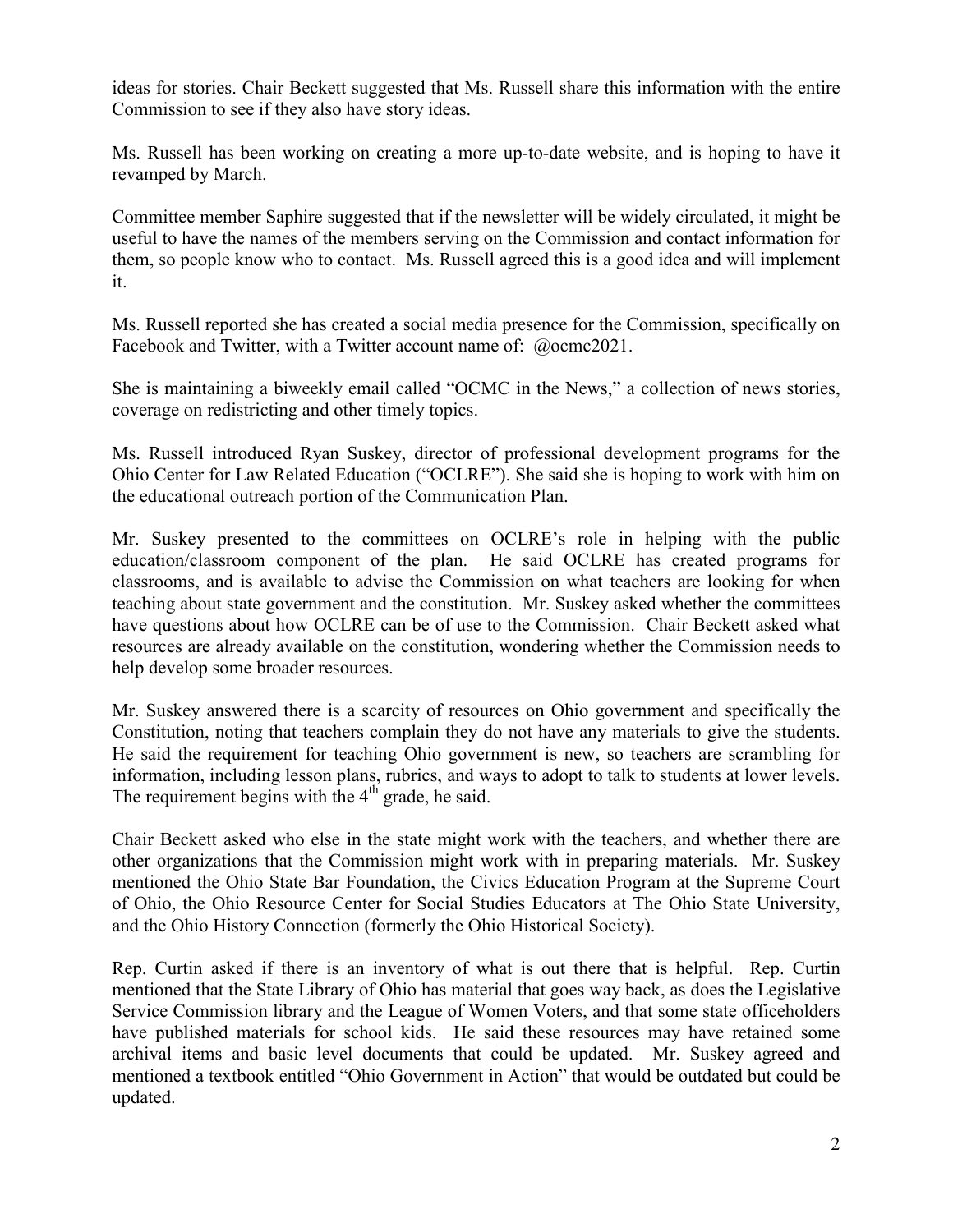ideas for stories. Chair Beckett suggested that Ms. Russell share this information with the entire Commission to see if they also have story ideas.

Ms. Russell has been working on creating a more up-to-date website, and is hoping to have it revamped by March.

Committee member Saphire suggested that if the newsletter will be widely circulated, it might be useful to have the names of the members serving on the Commission and contact information for them, so people know who to contact. Ms. Russell agreed this is a good idea and will implement it.

Ms. Russell reported she has created a social media presence for the Commission, specifically on Facebook and Twitter, with a Twitter account name of: @ocmc2021.

She is maintaining a biweekly email called "OCMC in the News," a collection of news stories, coverage on redistricting and other timely topics.

Ms. Russell introduced Ryan Suskey, director of professional development programs for the Ohio Center for Law Related Education ("OCLRE"). She said she is hoping to work with him on the educational outreach portion of the Communication Plan.

Mr. Suskey presented to the committees on OCLRE's role in helping with the public education/classroom component of the plan. He said OCLRE has created programs for classrooms, and is available to advise the Commission on what teachers are looking for when teaching about state government and the constitution. Mr. Suskey asked whether the committees have questions about how OCLRE can be of use to the Commission. Chair Beckett asked what resources are already available on the constitution, wondering whether the Commission needs to help develop some broader resources.

Mr. Suskey answered there is a scarcity of resources on Ohio government and specifically the Constitution, noting that teachers complain they do not have any materials to give the students. He said the requirement for teaching Ohio government is new, so teachers are scrambling for information, including lesson plans, rubrics, and ways to adopt to talk to students at lower levels. The requirement begins with the 4th grade, he said.

Chair Beckett asked who else in the state might work with the teachers, and whether there are other organizations that the Commission might work with in preparing materials. Mr. Suskey mentioned the Ohio State Bar Foundation, the Civics Education Program at the Supreme Court of Ohio, the Ohio Resource Center for Social Studies Educators at The Ohio State University, and the Ohio History Connection (formerly the Ohio Historical Society).

Rep. Curtin asked if there is an inventory of what is out there that is helpful. Rep. Curtin mentioned that the State Library of Ohio has material that goes way back, as does the Legislative Service Commission library and the League of Women Voters, and that some state officeholders have published materials for school kids. He said these resources may have retained some archival items and basic level documents that could be updated. Mr. Suskey agreed and mentioned a textbook entitled "Ohio Government in Action" that would be outdated but could be updated.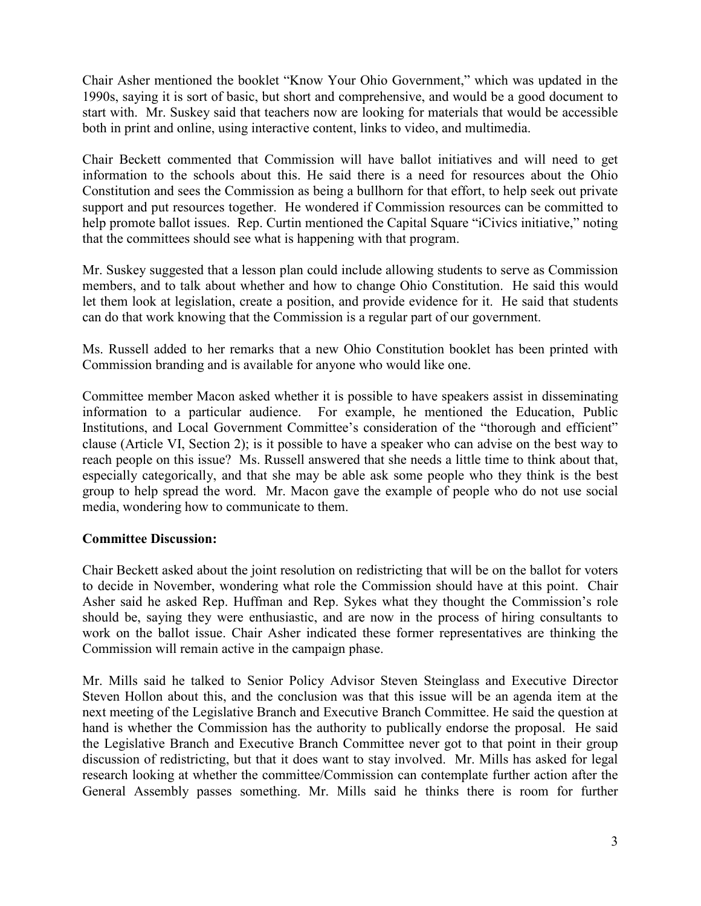Chair Asher mentioned the booklet "Know Your Ohio Government," which was updated in the 1990s, saying it is sort of basic, but short and comprehensive, and would be a good document to start with. Mr. Suskey said that teachers now are looking for materials that would be accessible both in print and online, using interactive content, links to video, and multimedia.

Chair Beckett commented that Commission will have ballot initiatives and will need to get information to the schools about this. He said there is a need for resources about the Ohio Constitution and sees the Commission as being a bullhorn for that effort, to help seek out private support and put resources together. He wondered if Commission resources can be committed to help promote ballot issues. Rep. Curtin mentioned the Capital Square "iCivics initiative," noting that the committees should see what is happening with that program.

Mr. Suskey suggested that a lesson plan could include allowing students to serve as Commission members, and to talk about whether and how to change Ohio Constitution. He said this would let them look at legislation, create a position, and provide evidence for it. He said that students can do that work knowing that the Commission is a regular part of our government.

Ms. Russell added to her remarks that a new Ohio Constitution booklet has been printed with Commission branding and is available for anyone who would like one.

Committee member Macon asked whether it is possible to have speakers assist in disseminating information to a particular audience. For example, he mentioned the Education, Public Institutions, and Local Government Committee's consideration of the "thorough and efficient" clause (Article VI, Section 2); is it possible to have a speaker who can advise on the best way to reach people on this issue? Ms. Russell answered that she needs a little time to think about that, especially categorically, and that she may be able ask some people who they think is the best group to help spread the word. Mr. Macon gave the example of people who do not use social media, wondering how to communicate to them.

**Committee Discussion:**

Chair Beckett asked about the joint resolution on redistricting that will be on the ballot for voters to decide in November, wondering what role the Commission should have at this point. Chair Asher said he asked Rep. Huffman and Rep. Sykes what they thought the Commission's role should be, saying they were enthusiastic, and are now in the process of hiring consultants to work on the ballot issue. Chair Asher indicated these former representatives are thinking the Commission will remain active in the campaign phase.

Mr. Mills said he talked to Senior Policy Advisor Steven Steinglass and Executive Director Steven Hollon about this, and the conclusion was that this issue will be an agenda item at the next meeting of the Legislative Branch and Executive Branch Committee. He said the question at hand is whether the Commission has the authority to publically endorse the proposal. He said the Legislative Branch and Executive Branch Committee never got to that point in their group discussion of redistricting, but that it does want to stay involved. Mr. Mills has asked for legal research looking at whether the committee/Commission can contemplate further action after the General Assembly passes something. Mr. Mills said he thinks there is room for further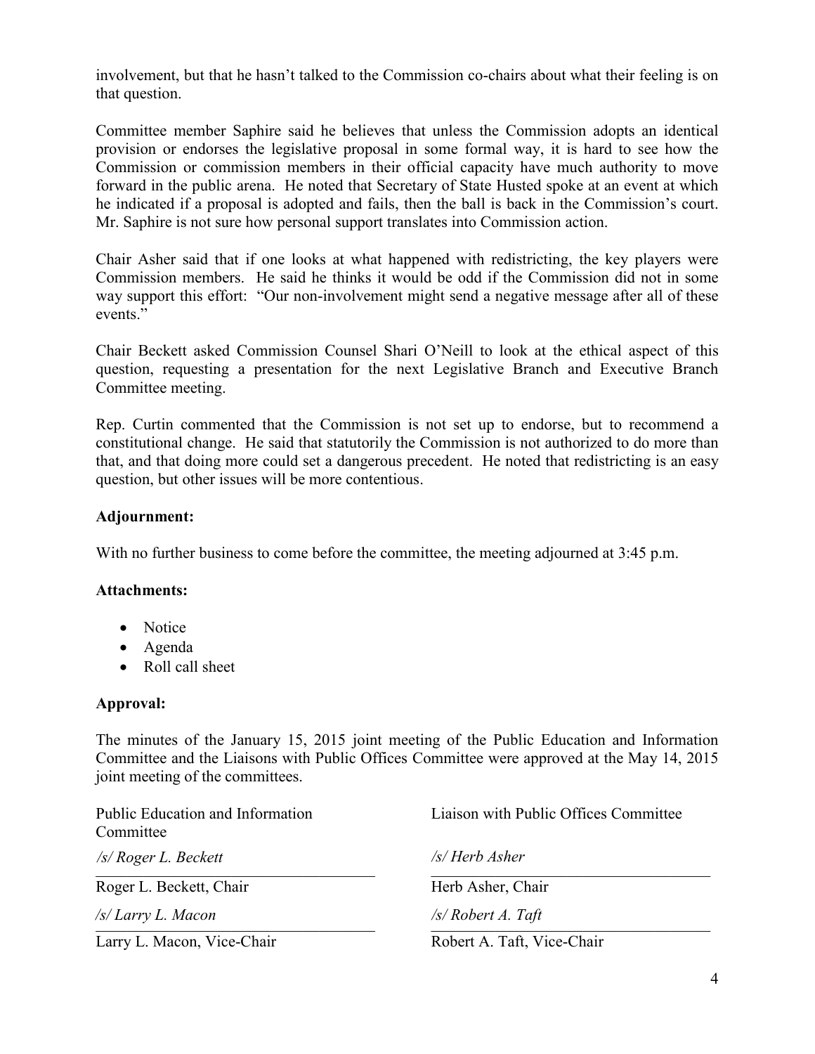involvement, but that he hasn't talked to the Commission co-chairs about what their feeling is on that question.

Committee member Saphire said he believes that unless the Commission adopts an identical provision or endorses the legislative proposal in some formal way, it is hard to see how the Commission or commission members in their official capacity have much authority to move forward in the public arena. He noted that Secretary of State Husted spoke at an event at which he indicated if a proposal is adopted and fails, then the ball is back in the Commission's court. Mr. Saphire is not sure how personal support translates into Commission action.

Chair Asher said that if one looks at what happened with redistricting, the key players were Commission members. He said he thinks it would be odd if the Commission did not in some way support this effort: "Our non-involvement might send a negative message after all of these events."

Chair Beckett asked Commission Counsel Shari O'Neill to look at the ethical aspect of this question, requesting a presentation for the next Legislative Branch and Executive Branch Committee meeting.

Rep. Curtin commented that the Commission is not set up to endorse, but to recommend a constitutional change. He said that statutorily the Commission is not authorized to do more than that, and that doing more could set a dangerous precedent. He noted that redistricting is an easy question, but other issues will be more contentious.

### Adjournment:

With no further business to come before the committee, the meeting adjourned at 3:45 p.m.

### Attachments:

- Notice
- Agenda
- Roll call sheet

### Approval:

The minutes of the January 15, 2015 joint meeting of the Public Education and Information Committee and the Liaisons with Public Offices Committee were approved at the May 14, 2015 joint meeting of the committees.

| Public Education and Information Committee | Liaison with Public Offices Committee |
|---|---|
| */s/ Roger L. Beckett* | */s/ Herb Asher* |
| Roger L. Beckett, Chair | Herb Asher, Chair |
| */s/ Larry L. Macon* | */s/ Robert A. Taft* |
| Larry L. Macon, Vice-Chair | Robert A. Taft, Vice-Chair |